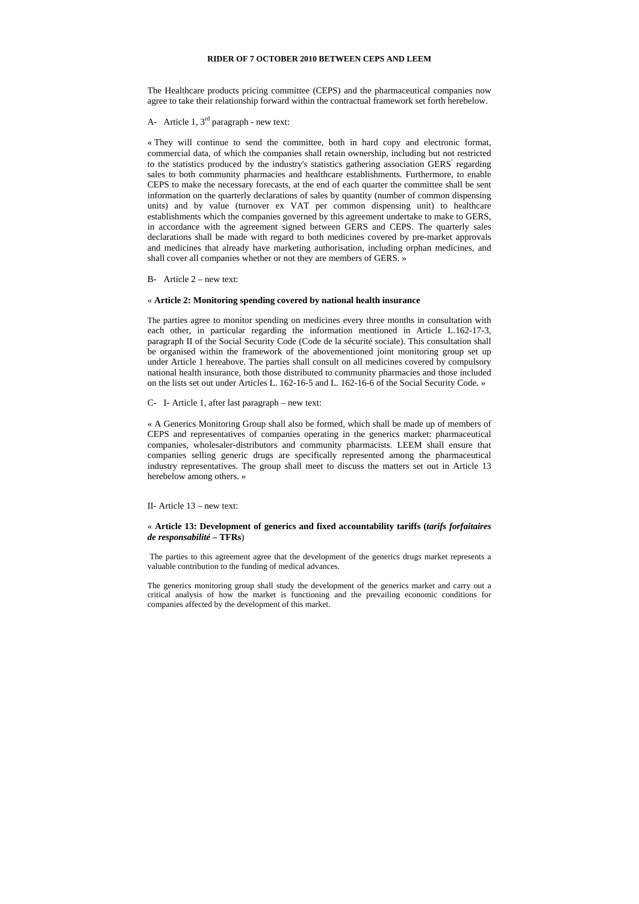**RIDER OF 7 OCTOBER 2010 BETWEEN CEPS AND LEEM**

The Healthcare products pricing committee (CEPS) and the pharmaceutical companies now agree to take their relationship forward within the contractual framework set forth herebelow.

A- Article 1, 3rd paragraph - new text:

« They will continue to send the committee, both in hard copy and electronic format, commercial data, of which the companies shall retain ownership, including but not restricted to the statistics produced by the industry's statistics gathering association GERS[1] regarding sales to both community pharmacies and healthcare establishments. Furthermore, to enable CEPS to make the necessary forecasts, at the end of each quarter the committee shall be sent information on the quarterly declarations of sales by quantity (number of common dispensing units) and by value (turnover ex VAT per common dispensing unit) to healthcare establishments which the companies governed by this agreement undertake to make to GERS, in accordance with the agreement signed between GERS and CEPS. The quarterly sales declarations shall be made with regard to both medicines covered by pre-market approvals and medicines that already have marketing authorisation, including orphan medicines, and shall cover all companies whether or not they are members of GERS. »

B- Article 2 – new text:

« **Article 2: Monitoring spending covered by national health insurance**

The parties agree to monitor spending on medicines every three months in consultation with each other, in particular regarding the information mentioned in Article L.162-17-3, paragraph II of the Social Security Code (Code de la sécurité sociale). This consultation shall be organised within the framework of the abovementioned joint monitoring group set up under Article 1 hereabove. The parties shall consult on all medicines covered by compulsory national health insurance, both those distributed to community pharmacies and those included on the lists set out under Articles L. 162-16-5 and L. 162-16-6 of the Social Security Code. »

C- I- Article 1, after last paragraph – new text:

« A Generics Monitoring Group shall also be formed, which shall be made up of members of CEPS and representatives of companies operating in the generics market: pharmaceutical companies, wholesaler-distributors and community pharmacists. LEEM shall ensure that companies selling generic drugs are specifically represented among the pharmaceutical industry representatives. The group shall meet to discuss the matters set out in Article 13 herebelow among others. »

II- Article 13 – new text:

« **Article 13: Development of generics and fixed accountability tariffs (*tarifs forfaitaires de responsabilité* – TFRs**)

The parties to this agreement agree that the development of the generics drugs market represents a valuable contribution to the funding of medical advances.

The generics monitoring group shall study the development of the generics market and carry out a critical analysis of how the market is functioning and the prevailing economic conditions for companies affected by the development of this market.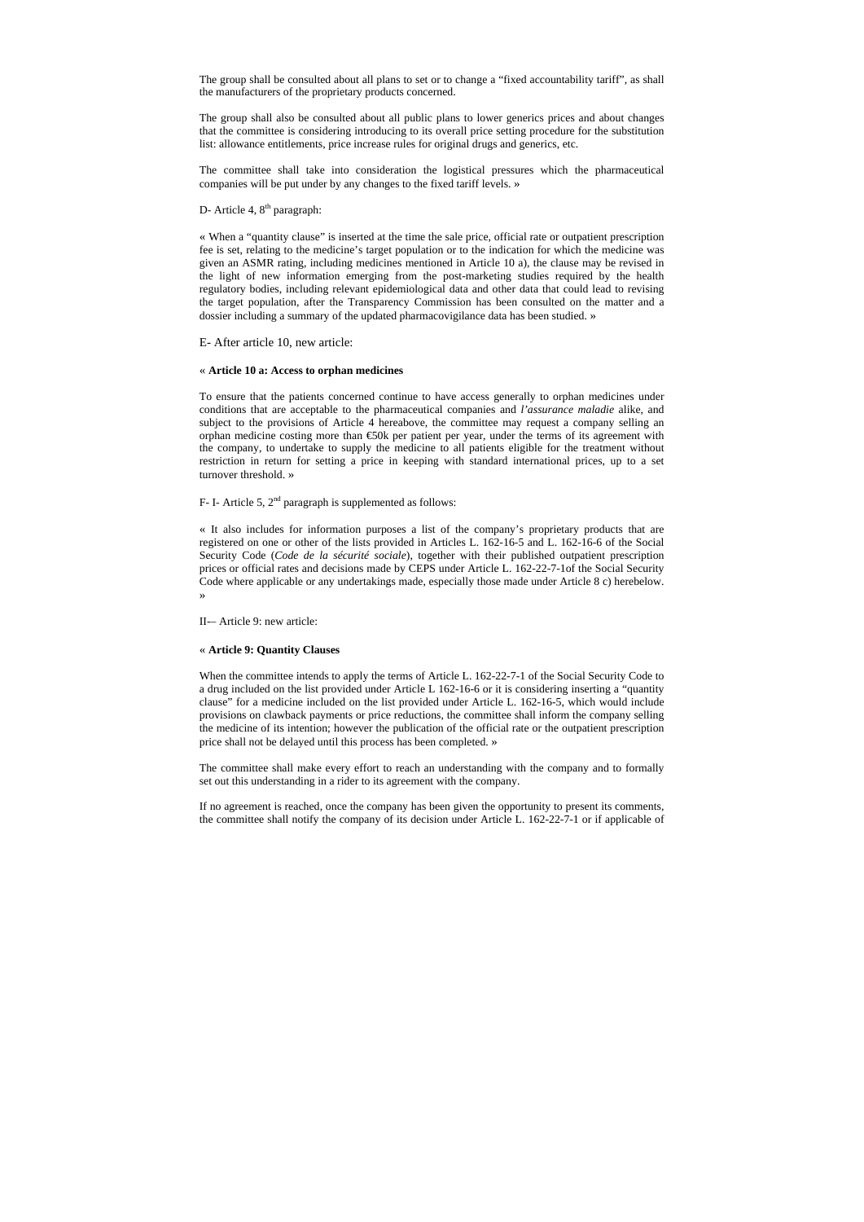The group shall be consulted about all plans to set or to change a "fixed accountability tariff", as shall the manufacturers of the proprietary products concerned.

The group shall also be consulted about all public plans to lower generics prices and about changes that the committee is considering introducing to its overall price setting procedure for the substitution list: allowance entitlements, price increase rules for original drugs and generics, etc.

The committee shall take into consideration the logistical pressures which the pharmaceutical companies will be put under by any changes to the fixed tariff levels. »

D- Article 4, 8th paragraph:

« When a "quantity clause" is inserted at the time the sale price, official rate or outpatient prescription fee is set, relating to the medicine's target population or to the indication for which the medicine was given an ASMR rating, including medicines mentioned in Article 10 a), the clause may be revised in the light of new information emerging from the post-marketing studies required by the health regulatory bodies, including relevant epidemiological data and other data that could lead to revising the target population, after the Transparency Commission has been consulted on the matter and a dossier including a summary of the updated pharmacovigilance data has been studied. »

E- After article 10, new article:

« **Article 10 a: Access to orphan medicines**

To ensure that the patients concerned continue to have access generally to orphan medicines under conditions that are acceptable to the pharmaceutical companies and *l'assurance maladie* alike, and subject to the provisions of Article 4 hereabove, the committee may request a company selling an orphan medicine costing more than €50k per patient per year, under the terms of its agreement with the company, to undertake to supply the medicine to all patients eligible for the treatment without restriction in return for setting a price in keeping with standard international prices, up to a set turnover threshold. »

F- I- Article 5, 2nd paragraph is supplemented as follows:

« It also includes for information purposes a list of the company's proprietary products that are registered on one or other of the lists provided in Articles L. 162-16-5 and L. 162-16-6 of the Social Security Code (*Code de la sécurité sociale*), together with their published outpatient prescription prices or official rates and decisions made by CEPS under Article L. 162-22-7-1of the Social Security Code where applicable or any undertakings made, especially those made under Article 8 c) herebelow. »

II-– Article 9: new article:

« **Article 9: Quantity Clauses**

When the committee intends to apply the terms of Article L. 162-22-7-1 of the Social Security Code to a drug included on the list provided under Article L 162-16-6 or it is considering inserting a "quantity clause" for a medicine included on the list provided under Article L. 162-16-5, which would include provisions on clawback payments or price reductions, the committee shall inform the company selling the medicine of its intention; however the publication of the official rate or the outpatient prescription price shall not be delayed until this process has been completed. »

The committee shall make every effort to reach an understanding with the company and to formally set out this understanding in a rider to its agreement with the company.

If no agreement is reached, once the company has been given the opportunity to present its comments, the committee shall notify the company of its decision under Article L. 162-22-7-1 or if applicable of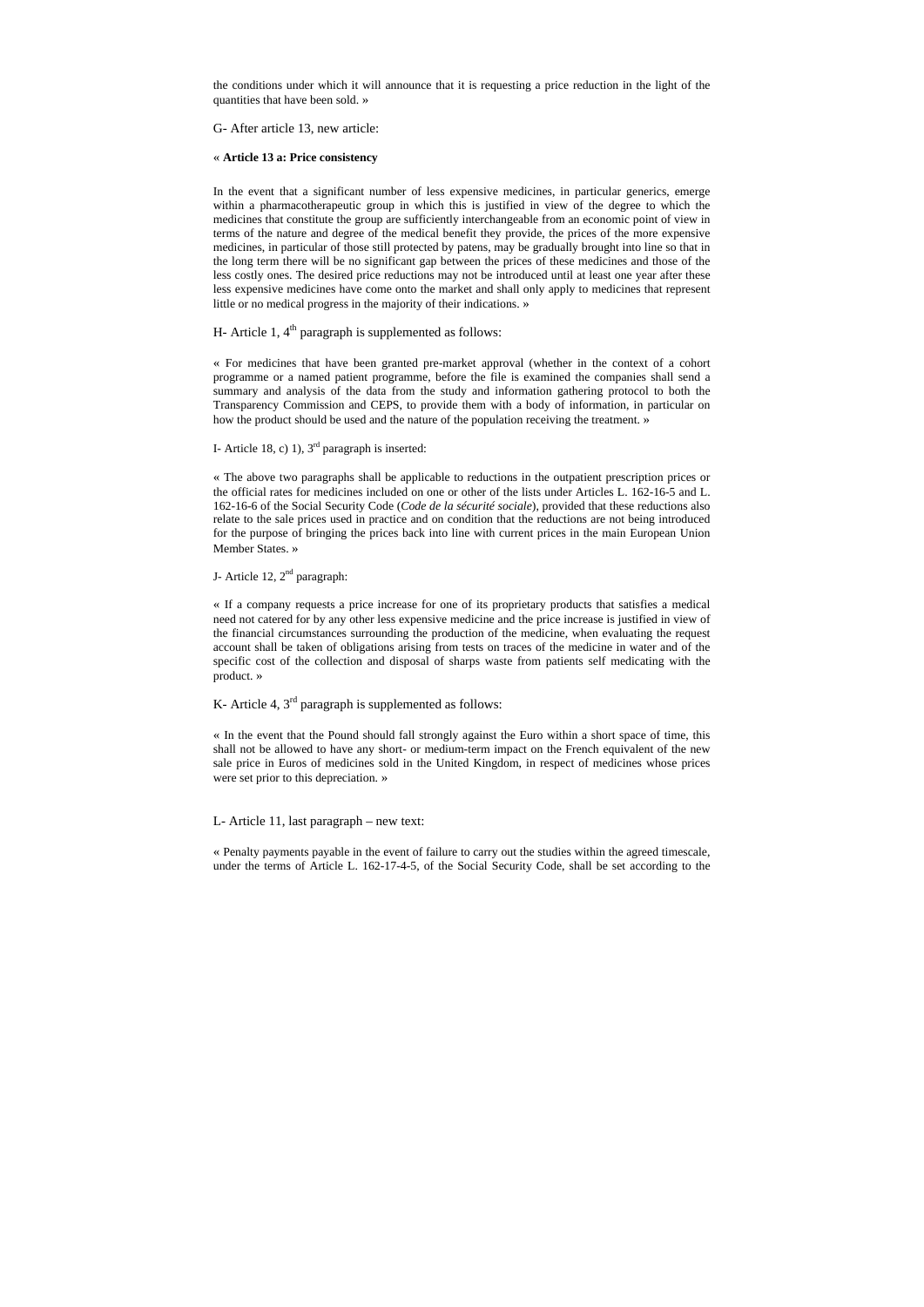the conditions under which it will announce that it is requesting a price reduction in the light of the quantities that have been sold. »

G- After article 13, new article:

« **Article 13 a: Price consistency**

In the event that a significant number of less expensive medicines, in particular generics, emerge within a pharmacotherapeutic group in which this is justified in view of the degree to which the medicines that constitute the group are sufficiently interchangeable from an economic point of view in terms of the nature and degree of the medical benefit they provide, the prices of the more expensive medicines, in particular of those still protected by patens, may be gradually brought into line so that in the long term there will be no significant gap between the prices of these medicines and those of the less costly ones. The desired price reductions may not be introduced until at least one year after these less expensive medicines have come onto the market and shall only apply to medicines that represent little or no medical progress in the majority of their indications. »

H- Article 1, 4th paragraph is supplemented as follows:

« For medicines that have been granted pre-market approval (whether in the context of a cohort programme or a named patient programme, before the file is examined the companies shall send a summary and analysis of the data from the study and information gathering protocol to both the Transparency Commission and CEPS, to provide them with a body of information, in particular on how the product should be used and the nature of the population receiving the treatment. »

I- Article 18, c) 1), 3rd paragraph is inserted:

« The above two paragraphs shall be applicable to reductions in the outpatient prescription prices or the official rates for medicines included on one or other of the lists under Articles L. 162-16-5 and L. 162-16-6 of the Social Security Code (*Code de la sécurité sociale*), provided that these reductions also relate to the sale prices used in practice and on condition that the reductions are not being introduced for the purpose of bringing the prices back into line with current prices in the main European Union Member States. »

J- Article 12, 2nd paragraph:

« If a company requests a price increase for one of its proprietary products that satisfies a medical need not catered for by any other less expensive medicine and the price increase is justified in view of the financial circumstances surrounding the production of the medicine, when evaluating the request account shall be taken of obligations arising from tests on traces of the medicine in water and of the specific cost of the collection and disposal of sharps waste from patients self medicating with the product. »

K- Article 4, 3rd paragraph is supplemented as follows:

« In the event that the Pound should fall strongly against the Euro within a short space of time, this shall not be allowed to have any short- or medium-term impact on the French equivalent of the new sale price in Euros of medicines sold in the United Kingdom, in respect of medicines whose prices were set prior to this depreciation. »

L- Article 11, last paragraph – new text:

« Penalty payments payable in the event of failure to carry out the studies within the agreed timescale, under the terms of Article L. 162-17-4-5, of the Social Security Code, shall be set according to the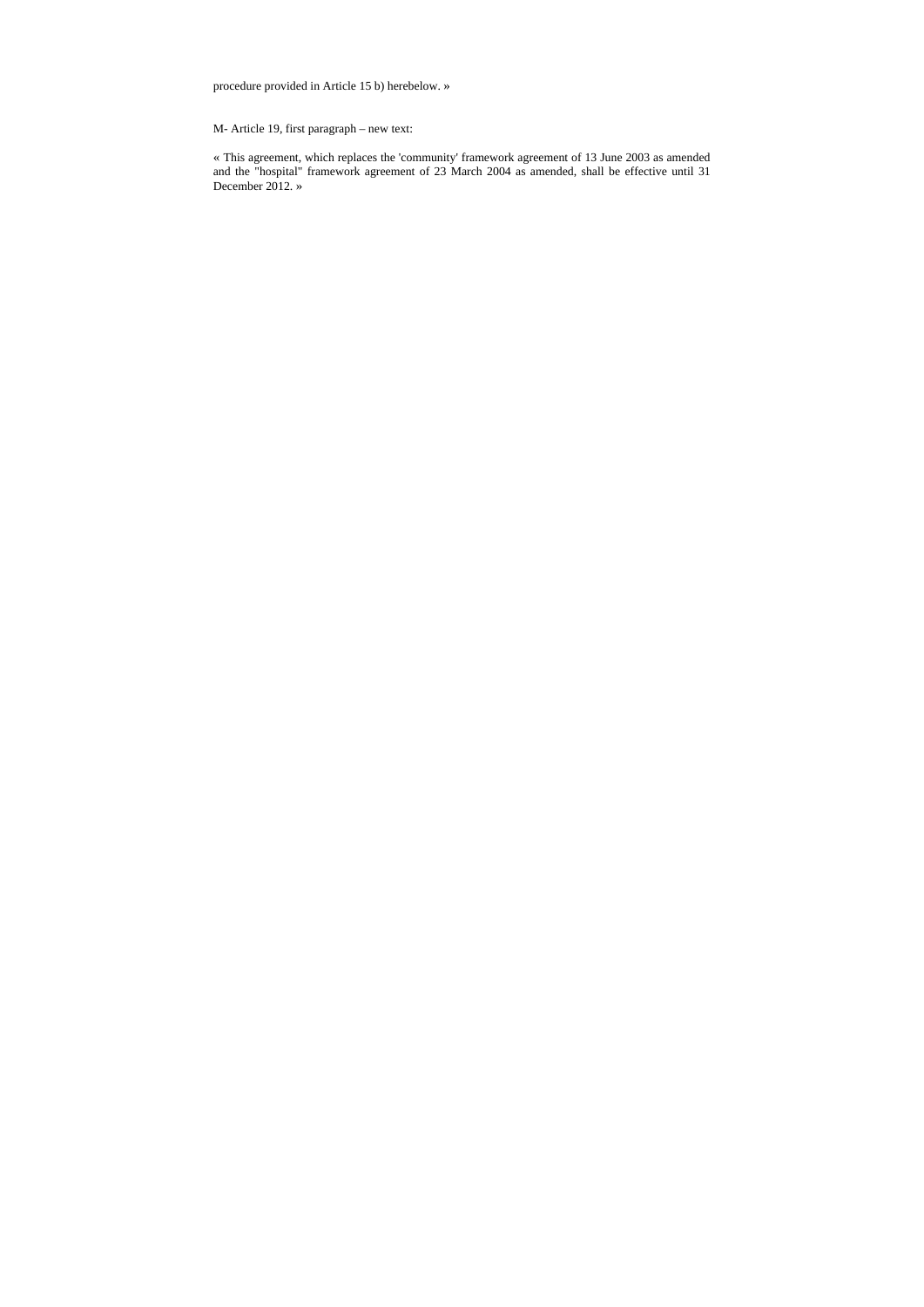procedure provided in Article 15 b) herebelow. »

M- Article 19, first paragraph – new text:

« This agreement, which replaces the 'community' framework agreement of 13 June 2003 as amended and the "hospital" framework agreement of 23 March 2004 as amended, shall be effective until 31 December 2012. »